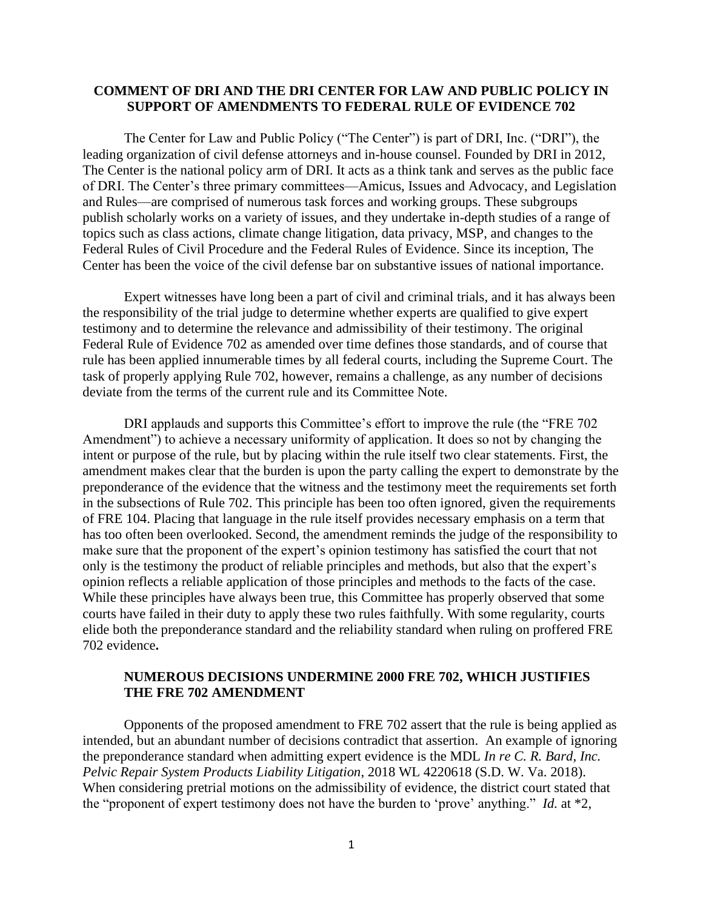**COMMENT OF DRI AND THE DRI CENTER FOR LAW AND PUBLIC POLICY IN SUPPORT OF AMENDMENTS TO FEDERAL RULE OF EVIDENCE 702**

The Center for Law and Public Policy ("The Center") is part of DRI, Inc. ("DRI"), the leading organization of civil defense attorneys and in-house counsel. Founded by DRI in 2012, The Center is the national policy arm of DRI. It acts as a think tank and serves as the public face of DRI. The Center's three primary committees—Amicus, Issues and Advocacy, and Legislation and Rules—are comprised of numerous task forces and working groups. These subgroups publish scholarly works on a variety of issues, and they undertake in-depth studies of a range of topics such as class actions, climate change litigation, data privacy, MSP, and changes to the Federal Rules of Civil Procedure and the Federal Rules of Evidence. Since its inception, The Center has been the voice of the civil defense bar on substantive issues of national importance.

Expert witnesses have long been a part of civil and criminal trials, and it has always been the responsibility of the trial judge to determine whether experts are qualified to give expert testimony and to determine the relevance and admissibility of their testimony. The original Federal Rule of Evidence 702 as amended over time defines those standards, and of course that rule has been applied innumerable times by all federal courts, including the Supreme Court. The task of properly applying Rule 702, however, remains a challenge, as any number of decisions deviate from the terms of the current rule and its Committee Note.

DRI applauds and supports this Committee's effort to improve the rule (the "FRE 702 Amendment") to achieve a necessary uniformity of application. It does so not by changing the intent or purpose of the rule, but by placing within the rule itself two clear statements. First, the amendment makes clear that the burden is upon the party calling the expert to demonstrate by the preponderance of the evidence that the witness and the testimony meet the requirements set forth in the subsections of Rule 702. This principle has been too often ignored, given the requirements of FRE 104. Placing that language in the rule itself provides necessary emphasis on a term that has too often been overlooked. Second, the amendment reminds the judge of the responsibility to make sure that the proponent of the expert's opinion testimony has satisfied the court that not only is the testimony the product of reliable principles and methods, but also that the expert's opinion reflects a reliable application of those principles and methods to the facts of the case. While these principles have always been true, this Committee has properly observed that some courts have failed in their duty to apply these two rules faithfully. With some regularity, courts elide both the preponderance standard and the reliability standard when ruling on proffered FRE 702 evidence**.**

**NUMEROUS DECISIONS UNDERMINE 2000 FRE 702, WHICH JUSTIFIES THE FRE 702 AMENDMENT**

Opponents of the proposed amendment to FRE 702 assert that the rule is being applied as intended, but an abundant number of decisions contradict that assertion. An example of ignoring the preponderance standard when admitting expert evidence is the MDL *In re C. R. Bard, Inc. Pelvic Repair System Products Liability Litigation*, 2018 WL 4220618 (S.D. W. Va. 2018). When considering pretrial motions on the admissibility of evidence, the district court stated that the "proponent of expert testimony does not have the burden to 'prove' anything." *Id.* at *2,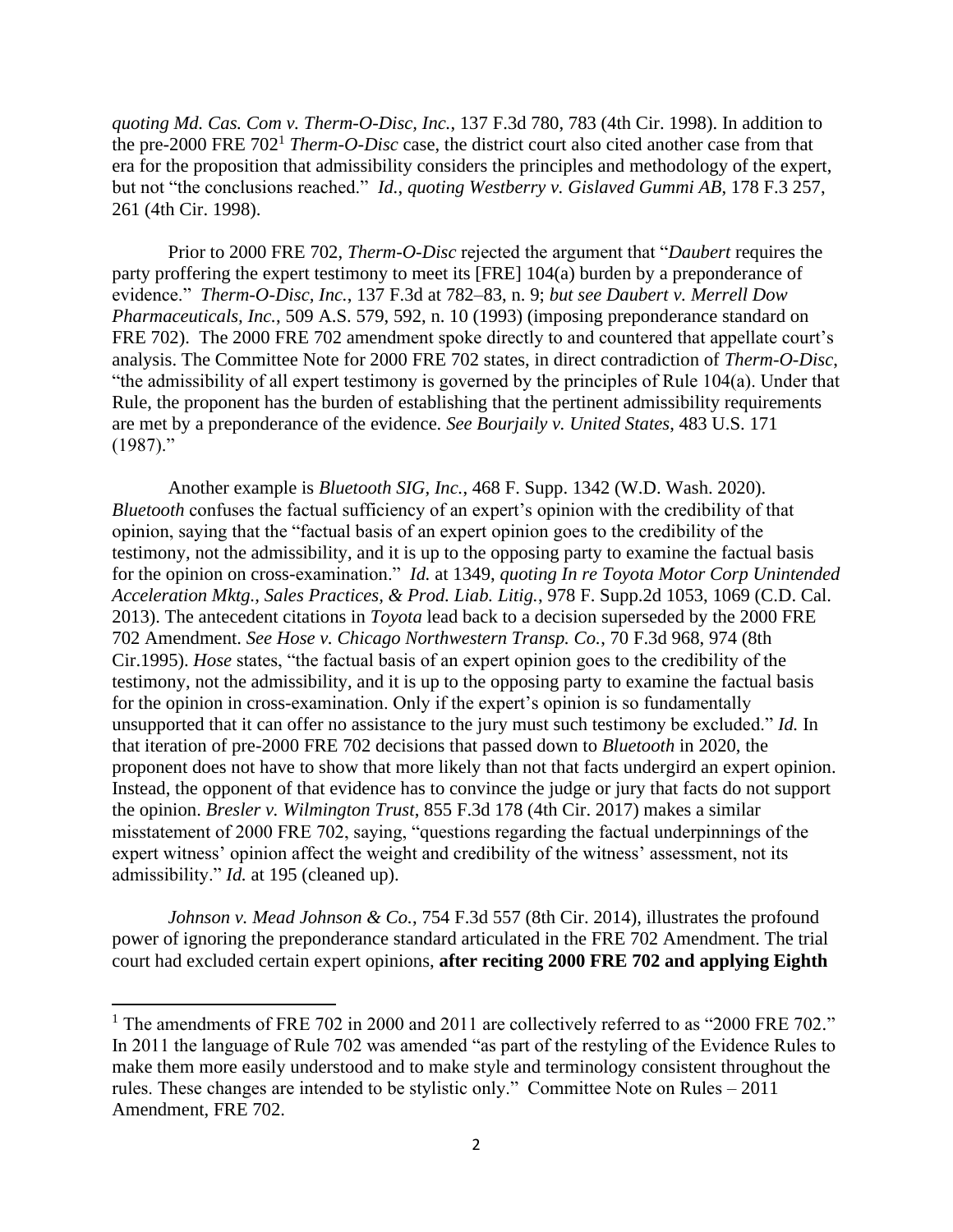*quoting Md. Cas. Com v. Therm-O-Disc, Inc.*, 137 F.3d 780, 783 (4th Cir. 1998). In addition to the pre-2000 FRE 702[1] *Therm-O-Disc* case, the district court also cited another case from that era for the proposition that admissibility considers the principles and methodology of the expert, but not "the conclusions reached." *Id., quoting Westberry v. Gislaved Gummi AB*, 178 F.3 257, 261 (4th Cir. 1998).

Prior to 2000 FRE 702, *Therm-O-Disc* rejected the argument that "*Daubert* requires the party proffering the expert testimony to meet its [FRE] 104(a) burden by a preponderance of evidence." *Therm-O-Disc, Inc.*, 137 F.3d at 782–83, n. 9; *but see Daubert v. Merrell Dow Pharmaceuticals, Inc.*, 509 A.S. 579, 592, n. 10 (1993) (imposing preponderance standard on FRE 702). The 2000 FRE 702 amendment spoke directly to and countered that appellate court's analysis. The Committee Note for 2000 FRE 702 states, in direct contradiction of *Therm-O-Disc*, "the admissibility of all expert testimony is governed by the principles of Rule 104(a). Under that Rule, the proponent has the burden of establishing that the pertinent admissibility requirements are met by a preponderance of the evidence. *See Bourjaily v. United States*, 483 U.S. 171 (1987)."

Another example is *Bluetooth SIG, Inc.*, 468 F. Supp. 1342 (W.D. Wash. 2020). *Bluetooth* confuses the factual sufficiency of an expert's opinion with the credibility of that opinion, saying that the "factual basis of an expert opinion goes to the credibility of the testimony, not the admissibility, and it is up to the opposing party to examine the factual basis for the opinion on cross-examination." *Id.* at 1349, *quoting In re Toyota Motor Corp Unintended Acceleration Mktg., Sales Practices, & Prod. Liab. Litig.*, 978 F. Supp.2d 1053, 1069 (C.D. Cal. 2013). The antecedent citations in *Toyota* lead back to a decision superseded by the 2000 FRE 702 Amendment. *See Hose v. Chicago Northwestern Transp. Co.*, 70 F.3d 968, 974 (8th Cir.1995). *Hose* states, "the factual basis of an expert opinion goes to the credibility of the testimony, not the admissibility, and it is up to the opposing party to examine the factual basis for the opinion in cross-examination. Only if the expert's opinion is so fundamentally unsupported that it can offer no assistance to the jury must such testimony be excluded." *Id.* In that iteration of pre-2000 FRE 702 decisions that passed down to *Bluetooth* in 2020, the proponent does not have to show that more likely than not that facts undergird an expert opinion. Instead, the opponent of that evidence has to convince the judge or jury that facts do not support the opinion. *Bresler v. Wilmington Trust*, 855 F.3d 178 (4th Cir. 2017) makes a similar misstatement of 2000 FRE 702, saying, "questions regarding the factual underpinnings of the expert witness' opinion affect the weight and credibility of the witness' assessment, not its admissibility." *Id.* at 195 (cleaned up).

*Johnson v. Mead Johnson & Co.*, 754 F.3d 557 (8th Cir. 2014), illustrates the profound power of ignoring the preponderance standard articulated in the FRE 702 Amendment. The trial court had excluded certain expert opinions, **after reciting 2000 FRE 702 and applying Eighth**

[1] The amendments of FRE 702 in 2000 and 2011 are collectively referred to as "2000 FRE 702." In 2011 the language of Rule 702 was amended "as part of the restyling of the Evidence Rules to make them more easily understood and to make style and terminology consistent throughout the rules. These changes are intended to be stylistic only." Committee Note on Rules – 2011 Amendment, FRE 702.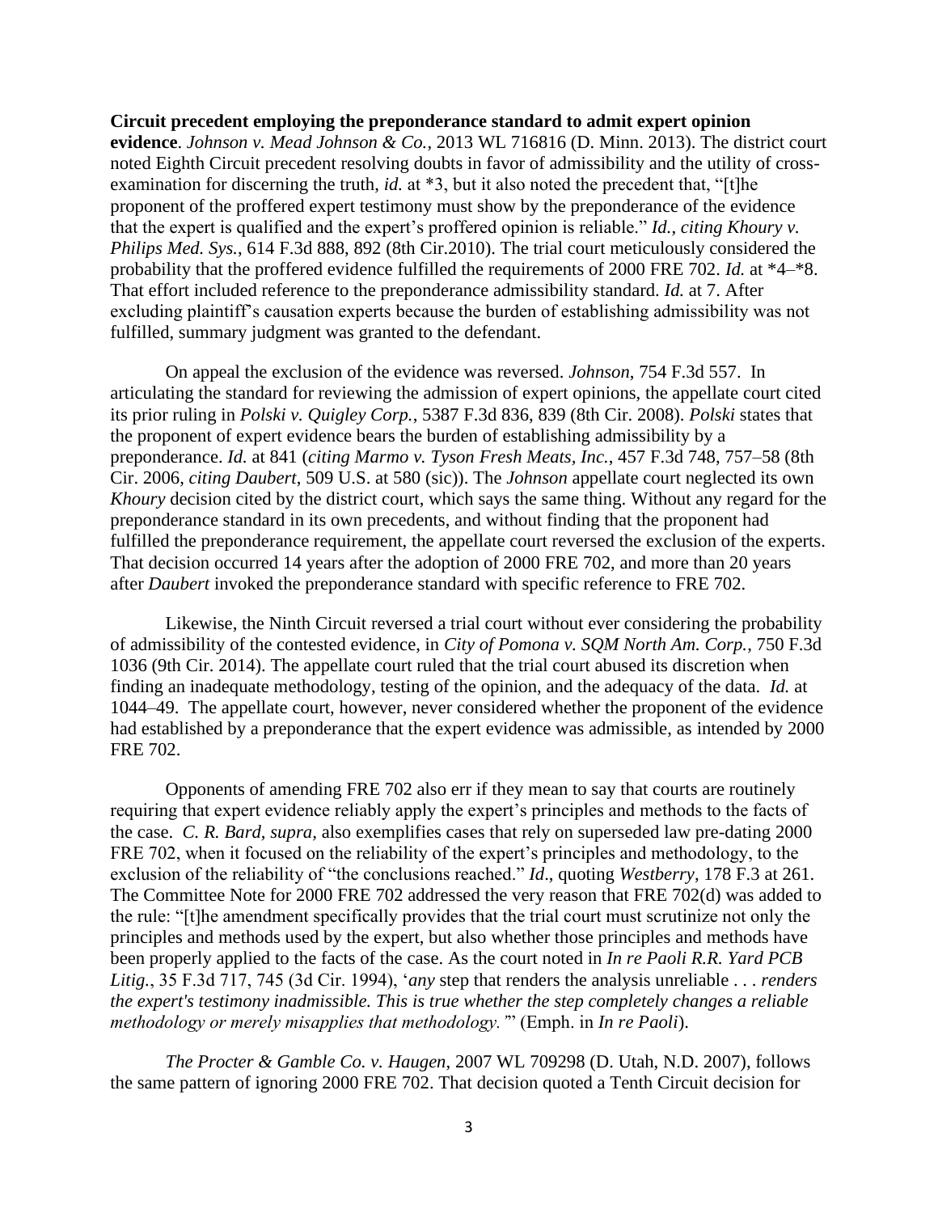**Circuit precedent employing the preponderance standard to admit expert opinion evidence**. *Johnson v. Mead Johnson & Co.*, 2013 WL 716816 (D. Minn. 2013). The district court noted Eighth Circuit precedent resolving doubts in favor of admissibility and the utility of cross-examination for discerning the truth, *id.* at *3, but it also noted the precedent that, "[t]he proponent of the proffered expert testimony must show by the preponderance of the evidence that the expert is qualified and the expert's proffered opinion is reliable." *Id.*, *citing Khoury v. Philips Med. Sys.*, 614 F.3d 888, 892 (8th Cir.2010). The trial court meticulously considered the probability that the proffered evidence fulfilled the requirements of 2000 FRE 702. *Id.* at *4–*8. That effort included reference to the preponderance admissibility standard. *Id.* at 7. After excluding plaintiff's causation experts because the burden of establishing admissibility was not fulfilled, summary judgment was granted to the defendant.

On appeal the exclusion of the evidence was reversed. *Johnson*, 754 F.3d 557. In articulating the standard for reviewing the admission of expert opinions, the appellate court cited its prior ruling in *Polski v. Quigley Corp.*, 5387 F.3d 836, 839 (8th Cir. 2008). *Polski* states that the proponent of expert evidence bears the burden of establishing admissibility by a preponderance. *Id.* at 841 (*citing Marmo v. Tyson Fresh Meats, Inc.*, 457 F.3d 748, 757–58 (8th Cir. 2006, *citing Daubert*, 509 U.S. at 580 (sic)). The *Johnson* appellate court neglected its own *Khoury* decision cited by the district court, which says the same thing. Without any regard for the preponderance standard in its own precedents, and without finding that the proponent had fulfilled the preponderance requirement, the appellate court reversed the exclusion of the experts. That decision occurred 14 years after the adoption of 2000 FRE 702, and more than 20 years after *Daubert* invoked the preponderance standard with specific reference to FRE 702.

Likewise, the Ninth Circuit reversed a trial court without ever considering the probability of admissibility of the contested evidence, in *City of Pomona v. SQM North Am. Corp.*, 750 F.3d 1036 (9th Cir. 2014). The appellate court ruled that the trial court abused its discretion when finding an inadequate methodology, testing of the opinion, and the adequacy of the data. *Id.* at 1044–49. The appellate court, however, never considered whether the proponent of the evidence had established by a preponderance that the expert evidence was admissible, as intended by 2000 FRE 702.

Opponents of amending FRE 702 also err if they mean to say that courts are routinely requiring that expert evidence reliably apply the expert's principles and methods to the facts of the case. *C. R. Bard, supra,* also exemplifies cases that rely on superseded law pre-dating 2000 FRE 702, when it focused on the reliability of the expert's principles and methodology, to the exclusion of the reliability of "the conclusions reached." *Id*., quoting *Westberry*, 178 F.3 at 261. The Committee Note for 2000 FRE 702 addressed the very reason that FRE 702(d) was added to the rule: "[t]he amendment specifically provides that the trial court must scrutinize not only the principles and methods used by the expert, but also whether those principles and methods have been properly applied to the facts of the case. As the court noted in *In re Paoli R.R. Yard PCB Litig.*, 35 F.3d 717, 745 (3d Cir. 1994), '*any* step that renders the analysis unreliable . . . *renders the expert's testimony inadmissible. This is true whether the step completely changes a reliable methodology or merely misapplies that methodology.*'" (Emph. in *In re Paoli*).

*The Procter & Gamble Co. v. Haugen*, 2007 WL 709298 (D. Utah, N.D. 2007), follows the same pattern of ignoring 2000 FRE 702. That decision quoted a Tenth Circuit decision for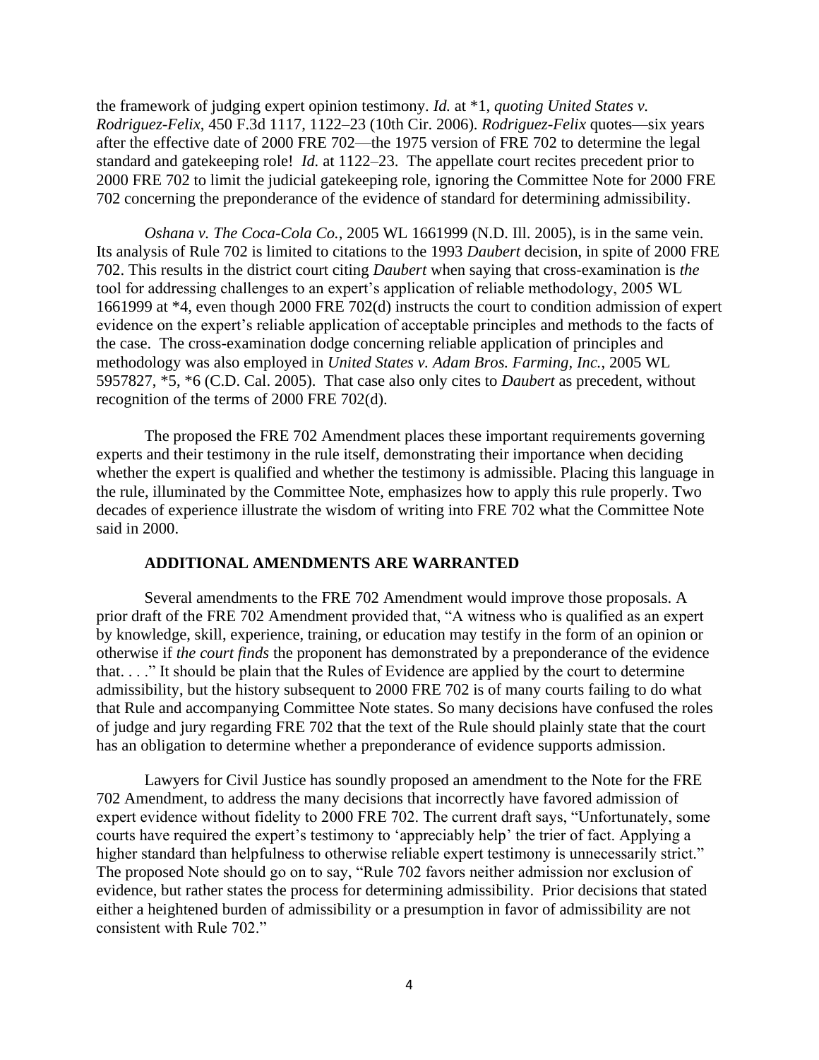the framework of judging expert opinion testimony. *Id.* at *1, *quoting United States v. Rodriguez-Felix*, 450 F.3d 1117, 1122–23 (10th Cir. 2006). *Rodriguez-Felix* quotes—six years after the effective date of 2000 FRE 702—the 1975 version of FRE 702 to determine the legal standard and gatekeeping role! *Id.* at 1122–23. The appellate court recites precedent prior to 2000 FRE 702 to limit the judicial gatekeeping role, ignoring the Committee Note for 2000 FRE 702 concerning the preponderance of the evidence of standard for determining admissibility.

*Oshana v. The Coca-Cola Co.*, 2005 WL 1661999 (N.D. Ill. 2005), is in the same vein. Its analysis of Rule 702 is limited to citations to the 1993 *Daubert* decision, in spite of 2000 FRE 702. This results in the district court citing *Daubert* when saying that cross-examination is *the* tool for addressing challenges to an expert's application of reliable methodology, 2005 WL 1661999 at *4, even though 2000 FRE 702(d) instructs the court to condition admission of expert evidence on the expert's reliable application of acceptable principles and methods to the facts of the case. The cross-examination dodge concerning reliable application of principles and methodology was also employed in *United States v. Adam Bros. Farming, Inc.*, 2005 WL 5957827, *5, *6 (C.D. Cal. 2005). That case also only cites to *Daubert* as precedent, without recognition of the terms of 2000 FRE 702(d).

The proposed the FRE 702 Amendment places these important requirements governing experts and their testimony in the rule itself, demonstrating their importance when deciding whether the expert is qualified and whether the testimony is admissible. Placing this language in the rule, illuminated by the Committee Note, emphasizes how to apply this rule properly. Two decades of experience illustrate the wisdom of writing into FRE 702 what the Committee Note said in 2000.

## ADDITIONAL AMENDMENTS ARE WARRANTED

Several amendments to the FRE 702 Amendment would improve those proposals. A prior draft of the FRE 702 Amendment provided that, "A witness who is qualified as an expert by knowledge, skill, experience, training, or education may testify in the form of an opinion or otherwise if *the court finds* the proponent has demonstrated by a preponderance of the evidence that. . . ." It should be plain that the Rules of Evidence are applied by the court to determine admissibility, but the history subsequent to 2000 FRE 702 is of many courts failing to do what that Rule and accompanying Committee Note states. So many decisions have confused the roles of judge and jury regarding FRE 702 that the text of the Rule should plainly state that the court has an obligation to determine whether a preponderance of evidence supports admission.

Lawyers for Civil Justice has soundly proposed an amendment to the Note for the FRE 702 Amendment, to address the many decisions that incorrectly have favored admission of expert evidence without fidelity to 2000 FRE 702. The current draft says, "Unfortunately, some courts have required the expert's testimony to 'appreciably help' the trier of fact. Applying a higher standard than helpfulness to otherwise reliable expert testimony is unnecessarily strict." The proposed Note should go on to say, "Rule 702 favors neither admission nor exclusion of evidence, but rather states the process for determining admissibility. Prior decisions that stated either a heightened burden of admissibility or a presumption in favor of admissibility are not consistent with Rule 702."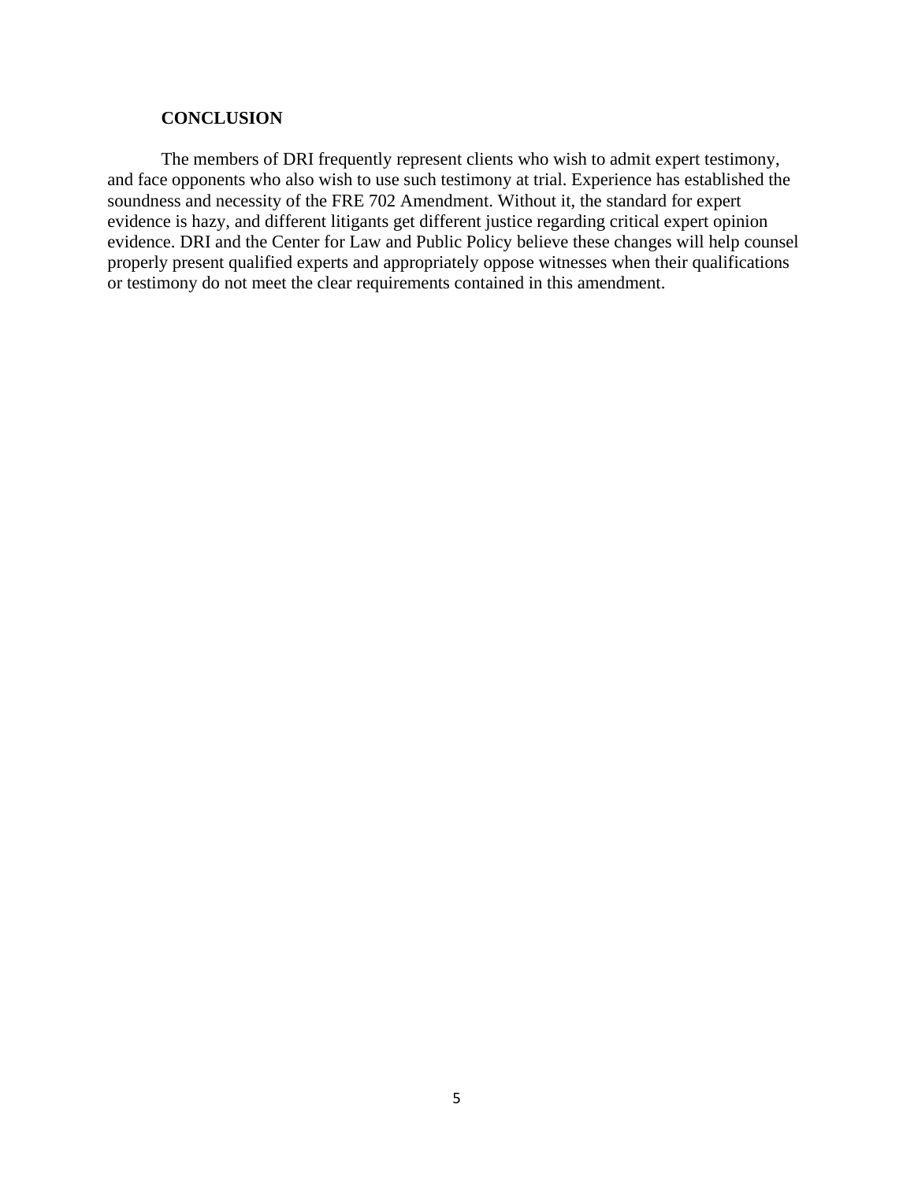**CONCLUSION**

The members of DRI frequently represent clients who wish to admit expert testimony, and face opponents who also wish to use such testimony at trial. Experience has established the soundness and necessity of the FRE 702 Amendment. Without it, the standard for expert evidence is hazy, and different litigants get different justice regarding critical expert opinion evidence. DRI and the Center for Law and Public Policy believe these changes will help counsel properly present qualified experts and appropriately oppose witnesses when their qualifications or testimony do not meet the clear requirements contained in this amendment.